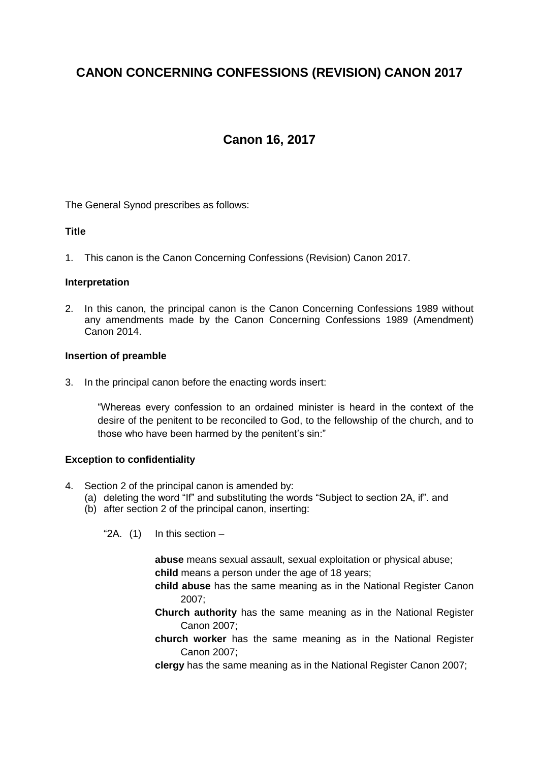# CANON CONCERNING CONFESSIONS (REVISION) CANON 2017

## Canon 16, 2017

The General Synod prescribes as follows:

### Title

1. This canon is the Canon Concerning Confessions (Revision) Canon 2017.

### Interpretation

2. In this canon, the principal canon is the Canon Concerning Confessions 1989 without any amendments made by the Canon Concerning Confessions 1989 (Amendment) Canon 2014.

### Insertion of preamble

3. In the principal canon before the enacting words insert:

   "Whereas every confession to an ordained minister is heard in the context of the desire of the penitent to be reconciled to God, to the fellowship of the church, and to those who have been harmed by the penitent's sin:"

### Exception to confidentiality

4. Section 2 of the principal canon is amended by:
   (a) deleting the word "If" and substituting the words "Subject to section 2A, if". and
   (b) after section 2 of the principal canon, inserting:

   "2A. (1) In this section –

   **abuse** means sexual assault, sexual exploitation or physical abuse;
   **child** means a person under the age of 18 years;
   **child abuse** has the same meaning as in the National Register Canon 2007;
   **Church authority** has the same meaning as in the National Register Canon 2007;
   **church worker** has the same meaning as in the National Register Canon 2007;
   **clergy** has the same meaning as in the National Register Canon 2007;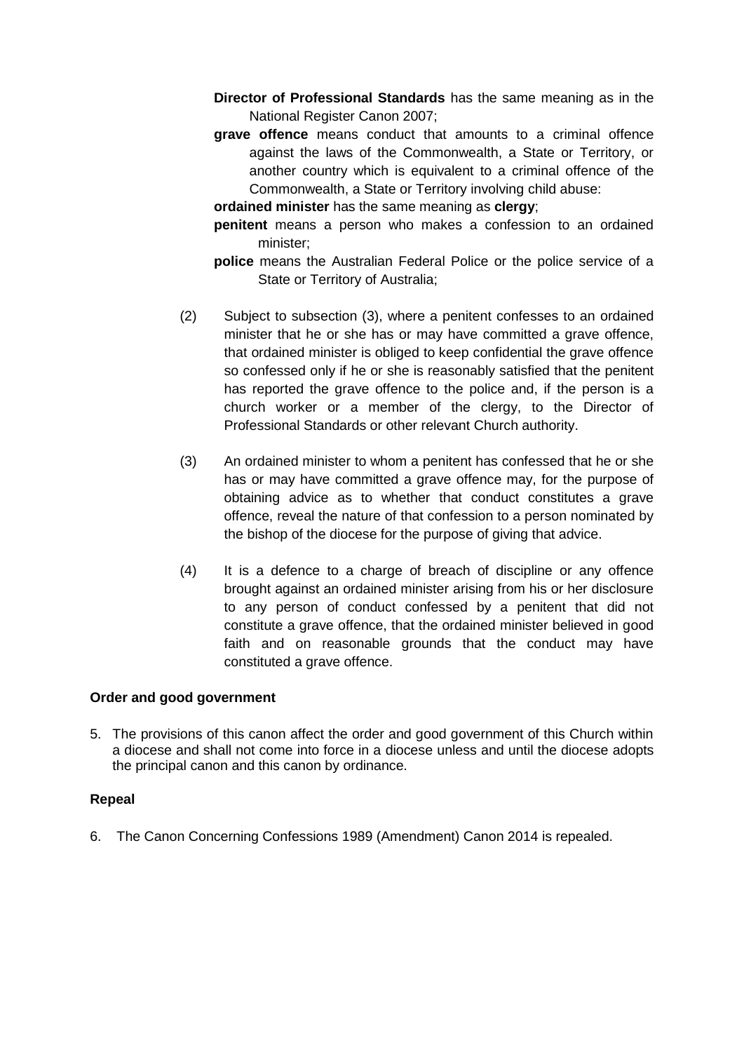**Director of Professional Standards** has the same meaning as in the National Register Canon 2007;

**grave offence** means conduct that amounts to a criminal offence against the laws of the Commonwealth, a State or Territory, or another country which is equivalent to a criminal offence of the Commonwealth, a State or Territory involving child abuse:

**ordained minister** has the same meaning as **clergy**;

**penitent** means a person who makes a confession to an ordained minister;

**police** means the Australian Federal Police or the police service of a State or Territory of Australia;

(2) Subject to subsection (3), where a penitent confesses to an ordained minister that he or she has or may have committed a grave offence, that ordained minister is obliged to keep confidential the grave offence so confessed only if he or she is reasonably satisfied that the penitent has reported the grave offence to the police and, if the person is a church worker or a member of the clergy, to the Director of Professional Standards or other relevant Church authority.

(3) An ordained minister to whom a penitent has confessed that he or she has or may have committed a grave offence may, for the purpose of obtaining advice as to whether that conduct constitutes a grave offence, reveal the nature of that confession to a person nominated by the bishop of the diocese for the purpose of giving that advice.

(4) It is a defence to a charge of breach of discipline or any offence brought against an ordained minister arising from his or her disclosure to any person of conduct confessed by a penitent that did not constitute a grave offence, that the ordained minister believed in good faith and on reasonable grounds that the conduct may have constituted a grave offence.

**Order and good government**

5. The provisions of this canon affect the order and good government of this Church within a diocese and shall not come into force in a diocese unless and until the diocese adopts the principal canon and this canon by ordinance.

**Repeal**

6. The Canon Concerning Confessions 1989 (Amendment) Canon 2014 is repealed.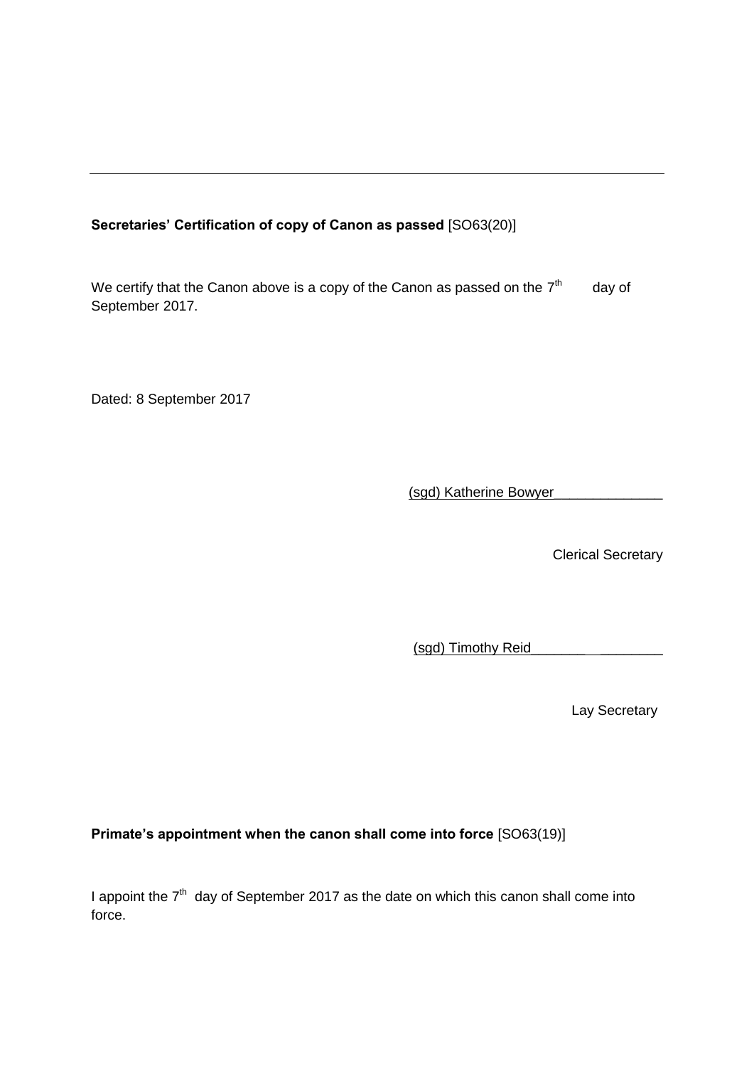---

**Secretaries' Certification of copy of Canon as passed** [SO63(20)]

We certify that the Canon above is a copy of the Canon as passed on the 7th day of September 2017.

Dated: 8 September 2017

(sgd) Katherine Bowyer

Clerical Secretary

(sgd) Timothy Reid

Lay Secretary

**Primate's appointment when the canon shall come into force** [SO63(19)]

I appoint the 7th day of September 2017 as the date on which this canon shall come into force.